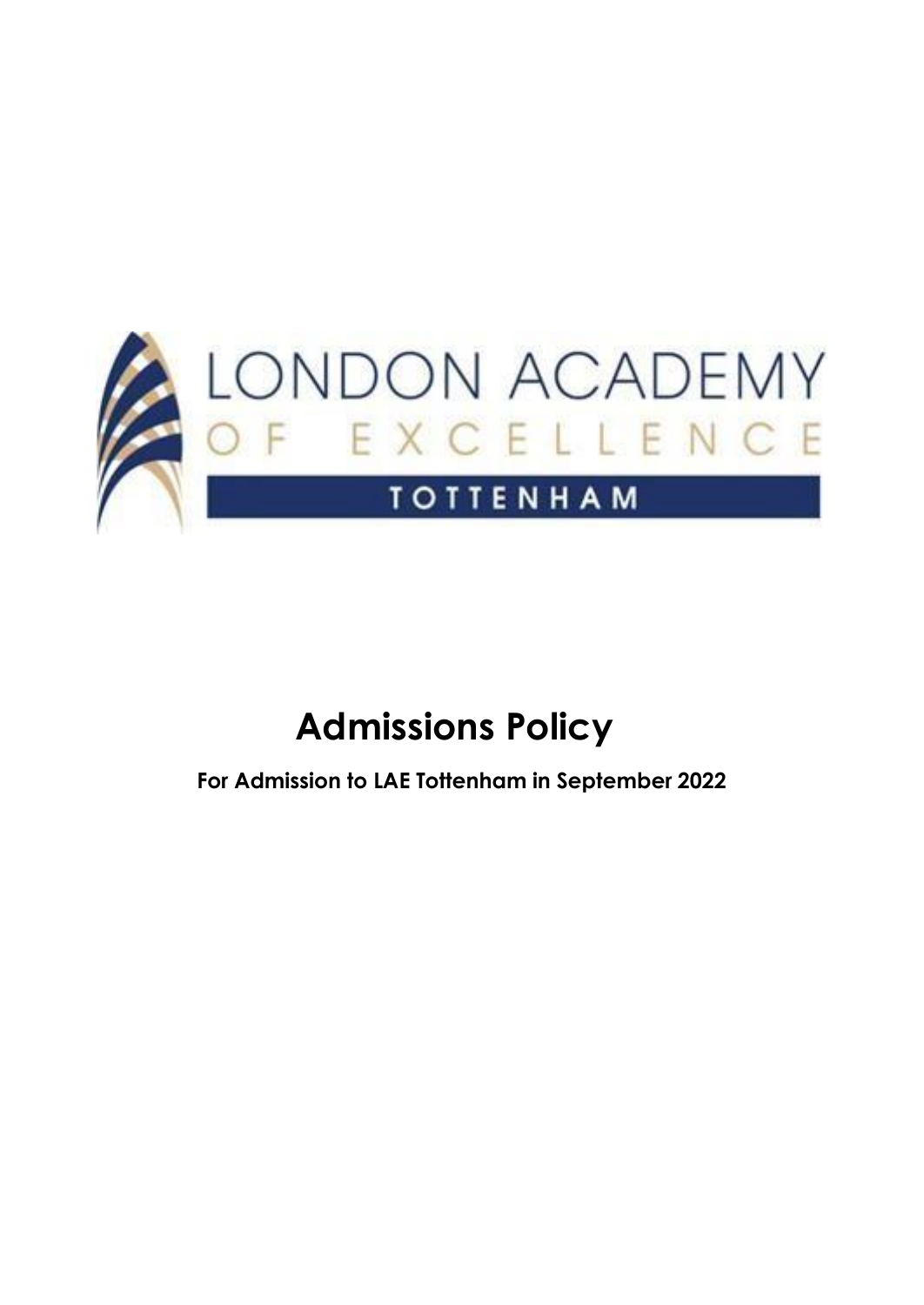LONDON ACADEMY OF EXCELLENCE

TOTTENHAM

# Admissions Policy

**For Admission to LAE Tottenham in September 2022**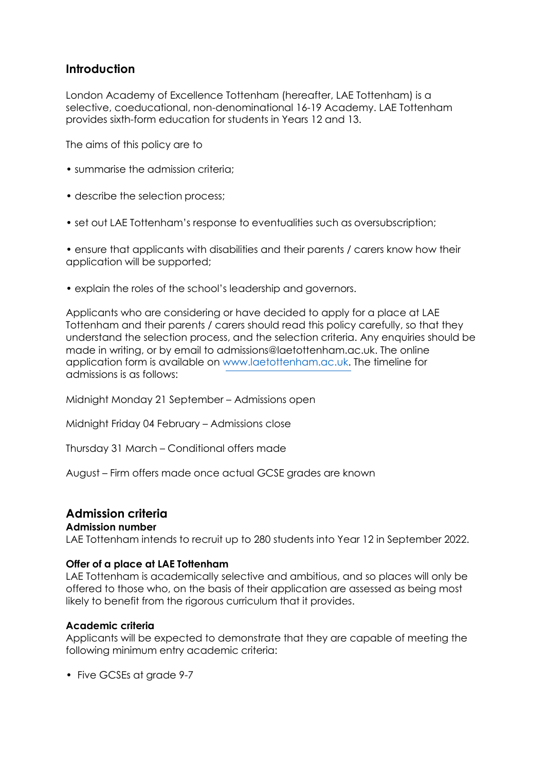## Introduction

London Academy of Excellence Tottenham (hereafter, LAE Tottenham) is a selective, coeducational, non-denominational 16-19 Academy. LAE Tottenham provides sixth-form education for students in Years 12 and 13.

The aims of this policy are to

- summarise the admission criteria;
- describe the selection process;
- set out LAE Tottenham's response to eventualities such as oversubscription;
- ensure that applicants with disabilities and their parents / carers know how their application will be supported;
- explain the roles of the school's leadership and governors.

Applicants who are considering or have decided to apply for a place at LAE Tottenham and their parents / carers should read this policy carefully, so that they understand the selection process, and the selection criteria. Any enquiries should be made in writing, or by email to admissions@laetottenham.ac.uk. The online application form is available on www.laetottenham.ac.uk. The timeline for admissions is as follows:

Midnight Monday 21 September – Admissions open

Midnight Friday 04 February – Admissions close

Thursday 31 March – Conditional offers made

August – Firm offers made once actual GCSE grades are known

## Admission criteria

**Admission number**

LAE Tottenham intends to recruit up to 280 students into Year 12 in September 2022.

**Offer of a place at LAE Tottenham**

LAE Tottenham is academically selective and ambitious, and so places will only be offered to those who, on the basis of their application are assessed as being most likely to benefit from the rigorous curriculum that it provides.

**Academic criteria**

Applicants will be expected to demonstrate that they are capable of meeting the following minimum entry academic criteria:

- Five GCSEs at grade 9-7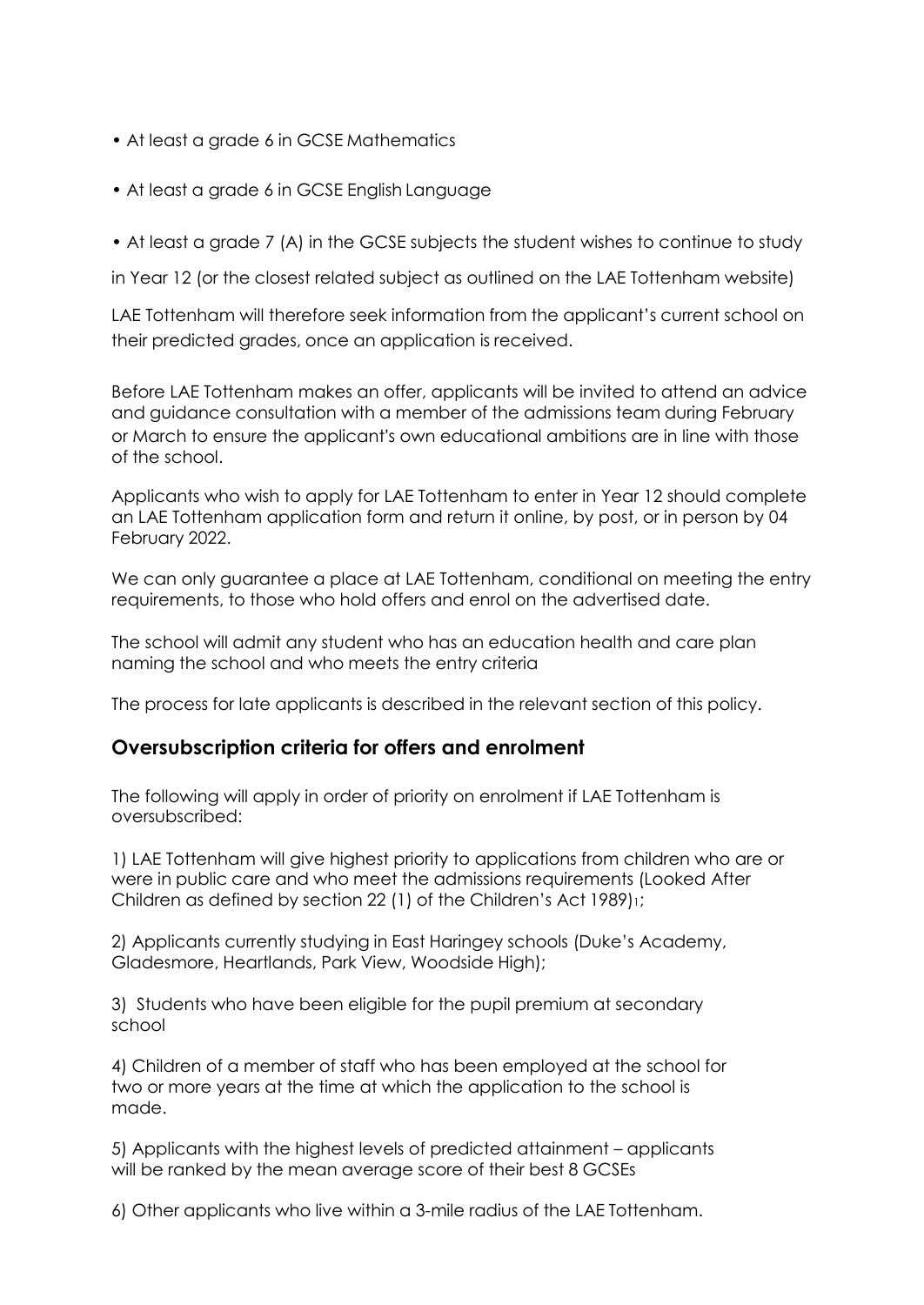- At least a grade 6 in GCSE Mathematics
- At least a grade 6 in GCSE English Language
- At least a grade 7 (A) in the GCSE subjects the student wishes to continue to study in Year 12 (or the closest related subject as outlined on the LAE Tottenham website)

LAE Tottenham will therefore seek information from the applicant's current school on their predicted grades, once an application is received.

Before LAE Tottenham makes an offer, applicants will be invited to attend an advice and guidance consultation with a member of the admissions team during February or March to ensure the applicant's own educational ambitions are in line with those of the school.

Applicants who wish to apply for LAE Tottenham to enter in Year 12 should complete an LAE Tottenham application form and return it online, by post, or in person by 04 February 2022.

We can only guarantee a place at LAE Tottenham, conditional on meeting the entry requirements, to those who hold offers and enrol on the advertised date.

The school will admit any student who has an education health and care plan naming the school and who meets the entry criteria

The process for late applicants is described in the relevant section of this policy.

## Oversubscription criteria for offers and enrolment

The following will apply in order of priority on enrolment if LAE Tottenham is oversubscribed:

1) LAE Tottenham will give highest priority to applications from children who are or were in public care and who meet the admissions requirements (Looked After Children as defined by section 22 (1) of the Children's Act 1989)[1];

2) Applicants currently studying in East Haringey schools (Duke's Academy, Gladesmore, Heartlands, Park View, Woodside High);

3) Students who have been eligible for the pupil premium at secondary school

4) Children of a member of staff who has been employed at the school for two or more years at the time at which the application to the school is made.

5) Applicants with the highest levels of predicted attainment – applicants will be ranked by the mean average score of their best 8 GCSEs

6) Other applicants who live within a 3-mile radius of the LAE Tottenham.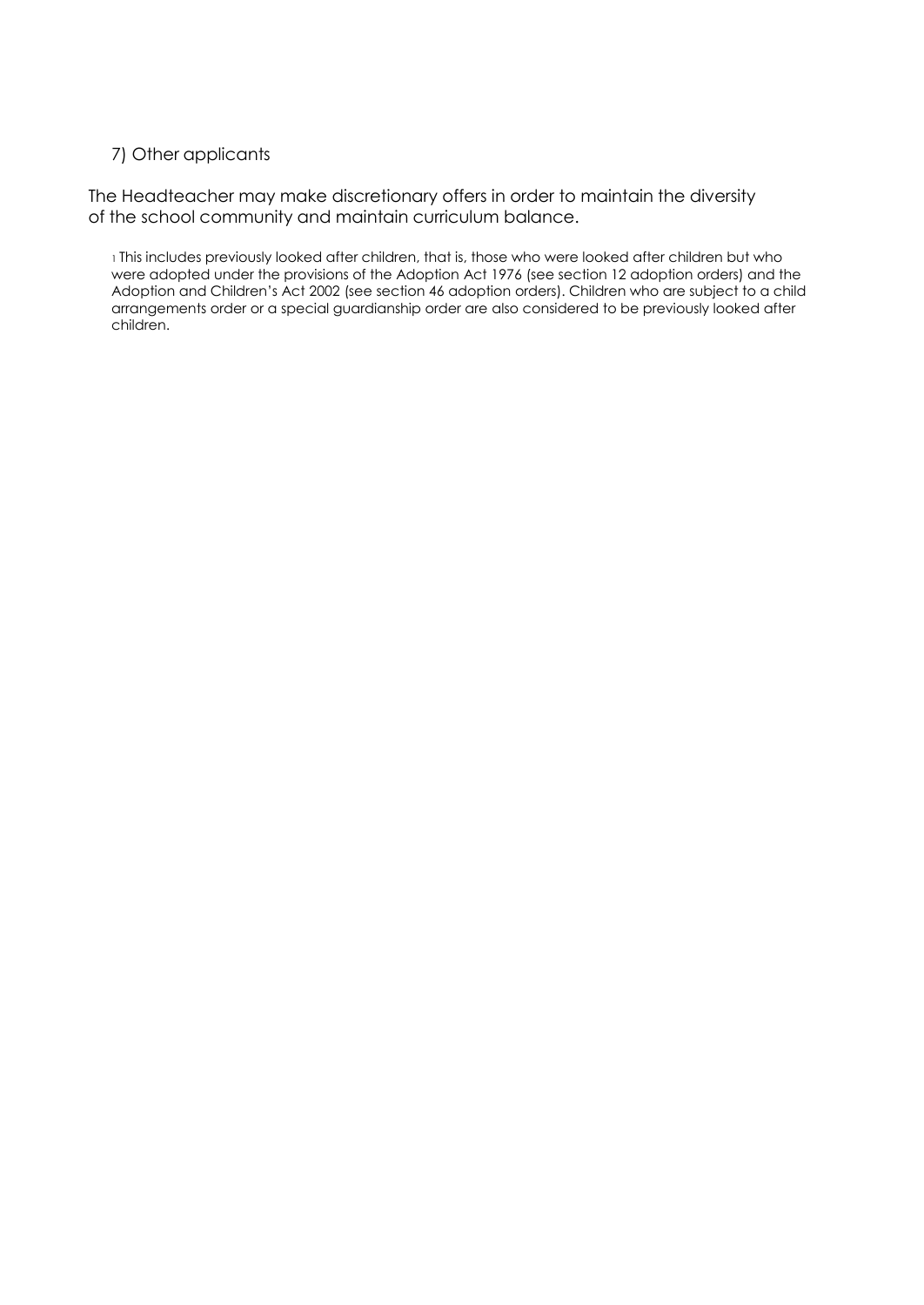7) Other applicants

The Headteacher may make discretionary offers in order to maintain the diversity of the school community and maintain curriculum balance.

[1] This includes previously looked after children, that is, those who were looked after children but who were adopted under the provisions of the Adoption Act 1976 (see section 12 adoption orders) and the Adoption and Children's Act 2002 (see section 46 adoption orders). Children who are subject to a child arrangements order or a special guardianship order are also considered to be previously looked after children.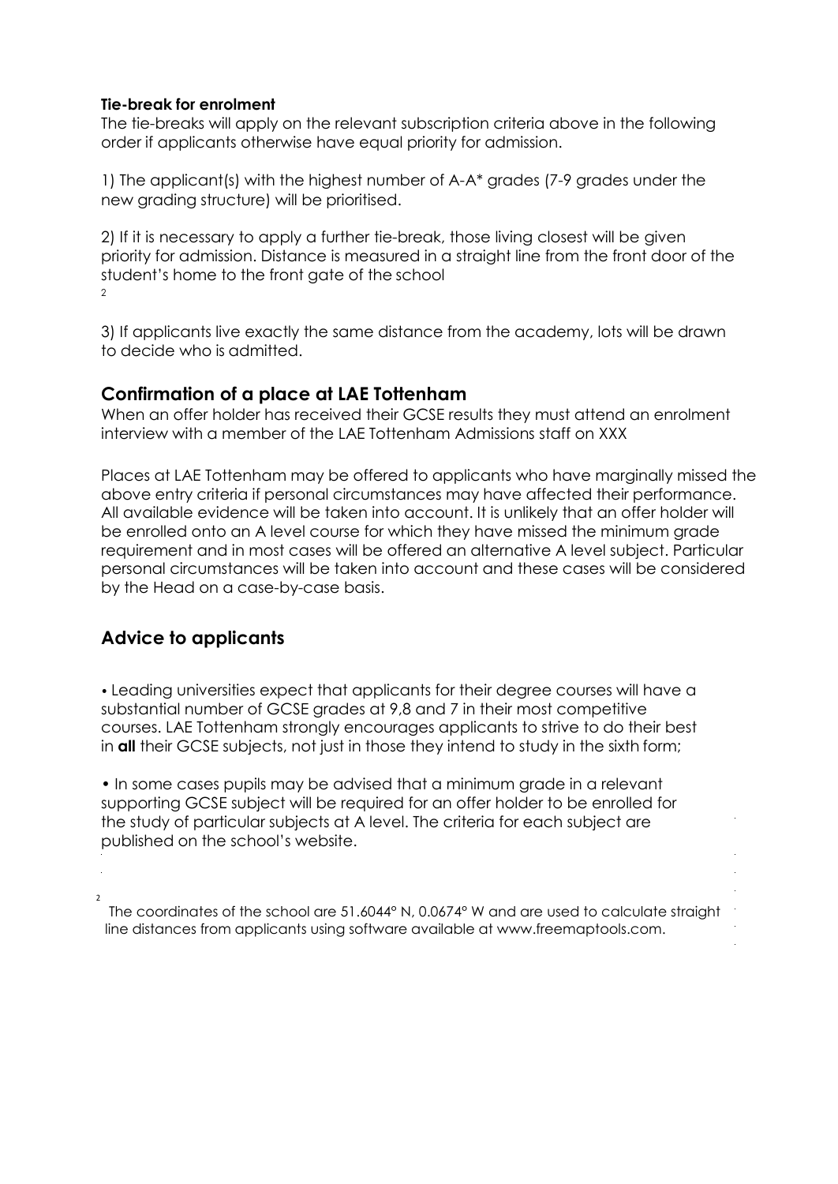**Tie-break for enrolment**

The tie-breaks will apply on the relevant subscription criteria above in the following order if applicants otherwise have equal priority for admission.

1) The applicant(s) with the highest number of A-A* grades (7-9 grades under the new grading structure) will be prioritised.

2) If it is necessary to apply a further tie-break, those living closest will be given priority for admission. Distance is measured in a straight line from the front door of the student's home to the front gate of the school [2]

3) If applicants live exactly the same distance from the academy, lots will be drawn to decide who is admitted.

## Confirmation of a place at LAE Tottenham

When an offer holder has received their GCSE results they must attend an enrolment interview with a member of the LAE Tottenham Admissions staff on XXX

Places at LAE Tottenham may be offered to applicants who have marginally missed the above entry criteria if personal circumstances may have affected their performance. All available evidence will be taken into account. It is unlikely that an offer holder will be enrolled onto an A level course for which they have missed the minimum grade requirement and in most cases will be offered an alternative A level subject. Particular personal circumstances will be taken into account and these cases will be considered by the Head on a case-by-case basis.

## Advice to applicants

- Leading universities expect that applicants for their degree courses will have a substantial number of GCSE grades at 9,8 and 7 in their most competitive courses. LAE Tottenham strongly encourages applicants to strive to do their best in **all** their GCSE subjects, not just in those they intend to study in the sixth form;

- In some cases pupils may be advised that a minimum grade in a relevant supporting GCSE subject will be required for an offer holder to be enrolled for the study of particular subjects at A level. The criteria for each subject are published on the school's website.

[2] The coordinates of the school are 51.6044° N, 0.0674° W and are used to calculate straight line distances from applicants using software available at www.freemaptools.com.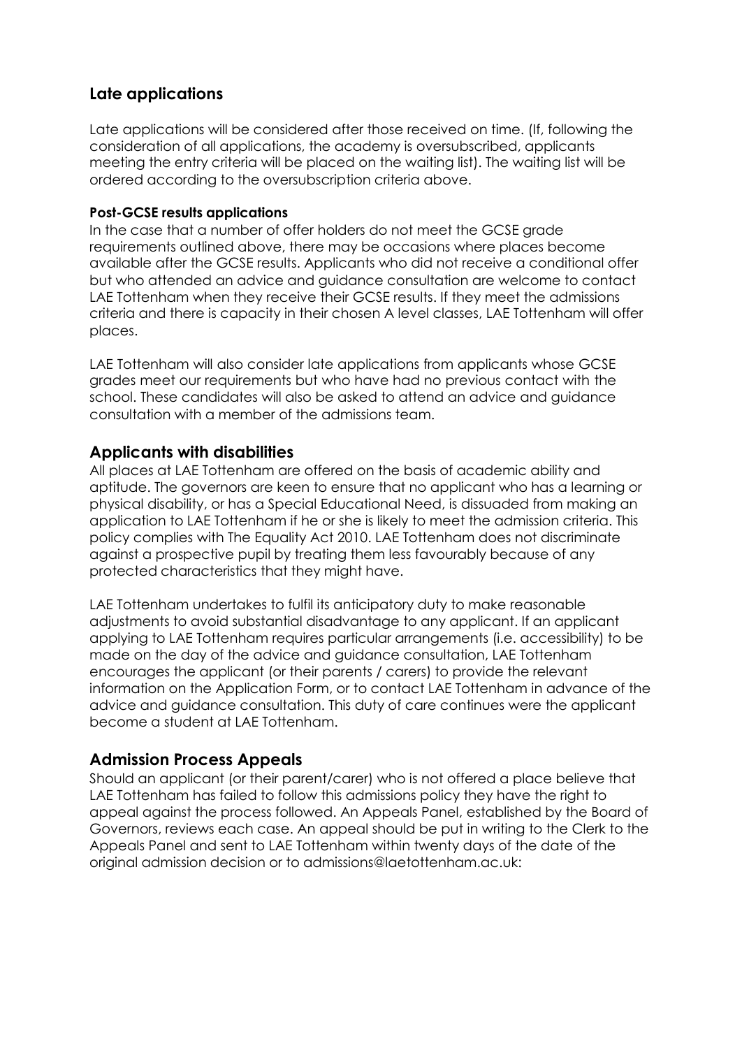## Late applications

Late applications will be considered after those received on time. (If, following the consideration of all applications, the academy is oversubscribed, applicants meeting the entry criteria will be placed on the waiting list). The waiting list will be ordered according to the oversubscription criteria above.

#### Post-GCSE results applications

In the case that a number of offer holders do not meet the GCSE grade requirements outlined above, there may be occasions where places become available after the GCSE results. Applicants who did not receive a conditional offer but who attended an advice and guidance consultation are welcome to contact LAE Tottenham when they receive their GCSE results. If they meet the admissions criteria and there is capacity in their chosen A level classes, LAE Tottenham will offer places.

LAE Tottenham will also consider late applications from applicants whose GCSE grades meet our requirements but who have had no previous contact with the school. These candidates will also be asked to attend an advice and guidance consultation with a member of the admissions team.

## Applicants with disabilities

All places at LAE Tottenham are offered on the basis of academic ability and aptitude. The governors are keen to ensure that no applicant who has a learning or physical disability, or has a Special Educational Need, is dissuaded from making an application to LAE Tottenham if he or she is likely to meet the admission criteria. This policy complies with The Equality Act 2010. LAE Tottenham does not discriminate against a prospective pupil by treating them less favourably because of any protected characteristics that they might have.

LAE Tottenham undertakes to fulfil its anticipatory duty to make reasonable adjustments to avoid substantial disadvantage to any applicant. If an applicant applying to LAE Tottenham requires particular arrangements (i.e. accessibility) to be made on the day of the advice and guidance consultation, LAE Tottenham encourages the applicant (or their parents / carers) to provide the relevant information on the Application Form, or to contact LAE Tottenham in advance of the advice and guidance consultation. This duty of care continues were the applicant become a student at LAE Tottenham.

## Admission Process Appeals

Should an applicant (or their parent/carer) who is not offered a place believe that LAE Tottenham has failed to follow this admissions policy they have the right to appeal against the process followed. An Appeals Panel, established by the Board of Governors, reviews each case. An appeal should be put in writing to the Clerk to the Appeals Panel and sent to LAE Tottenham within twenty days of the date of the original admission decision or to admissions@laetottenham.ac.uk: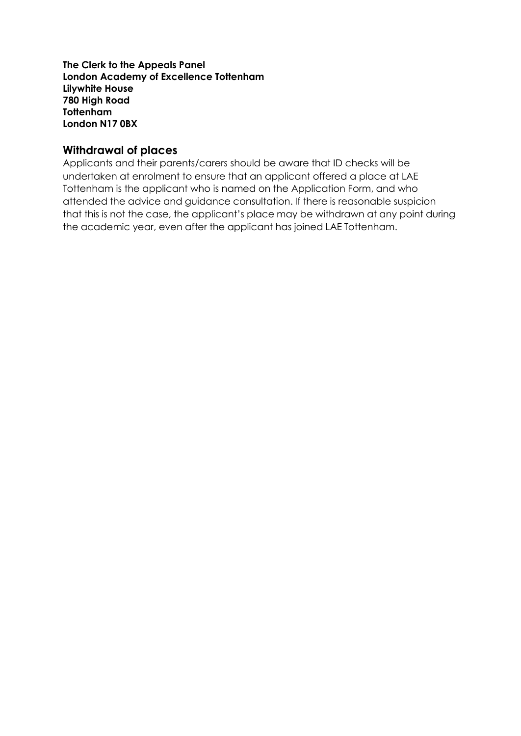**The Clerk to the Appeals Panel**
**London Academy of Excellence Tottenham**
**Lilywhite House**
**780 High Road**
**Tottenham**
**London N17 0BX**

## Withdrawal of places

Applicants and their parents/carers should be aware that ID checks will be undertaken at enrolment to ensure that an applicant offered a place at LAE Tottenham is the applicant who is named on the Application Form, and who attended the advice and guidance consultation. If there is reasonable suspicion that this is not the case, the applicant's place may be withdrawn at any point during the academic year, even after the applicant has joined LAE Tottenham.